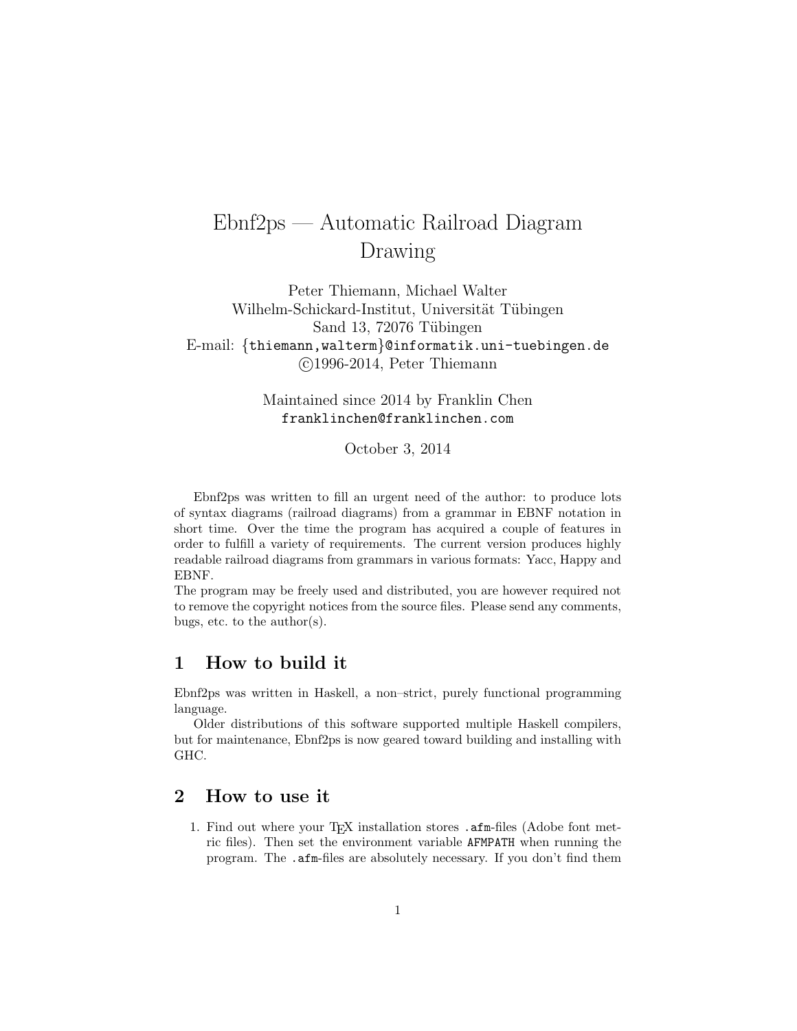# Ebnf2ps — Automatic Railroad Diagram Drawing

Peter Thiemann, Michael Walter
Wilhelm-Schickard-Institut, Universität Tübingen
Sand 13, 72076 Tübingen
E-mail: {thiemann,walterm}@informatik.uni-tuebingen.de
©1996-2014, Peter Thiemann

Maintained since 2014 by Franklin Chen
franklinchen@franklinchen.com

October 3, 2014

Ebnf2ps was written to fill an urgent need of the author: to produce lots of syntax diagrams (railroad diagrams) from a grammar in EBNF notation in short time. Over the time the program has acquired a couple of features in order to fulfill a variety of requirements. The current version produces highly readable railroad diagrams from grammars in various formats: Yacc, Happy and EBNF.
The program may be freely used and distributed, you are however required not to remove the copyright notices from the source files. Please send any comments, bugs, etc. to the author(s).

## 1 How to build it

Ebnf2ps was written in Haskell, a non–strict, purely functional programming language.

Older distributions of this software supported multiple Haskell compilers, but for maintenance, Ebnf2ps is now geared toward building and installing with GHC.

## 2 How to use it

1. Find out where your TEX installation stores `.afm`-files (Adobe font metric files). Then set the environment variable `AFMPATH` when running the program. The `.afm`-files are absolutely necessary. If you don't find them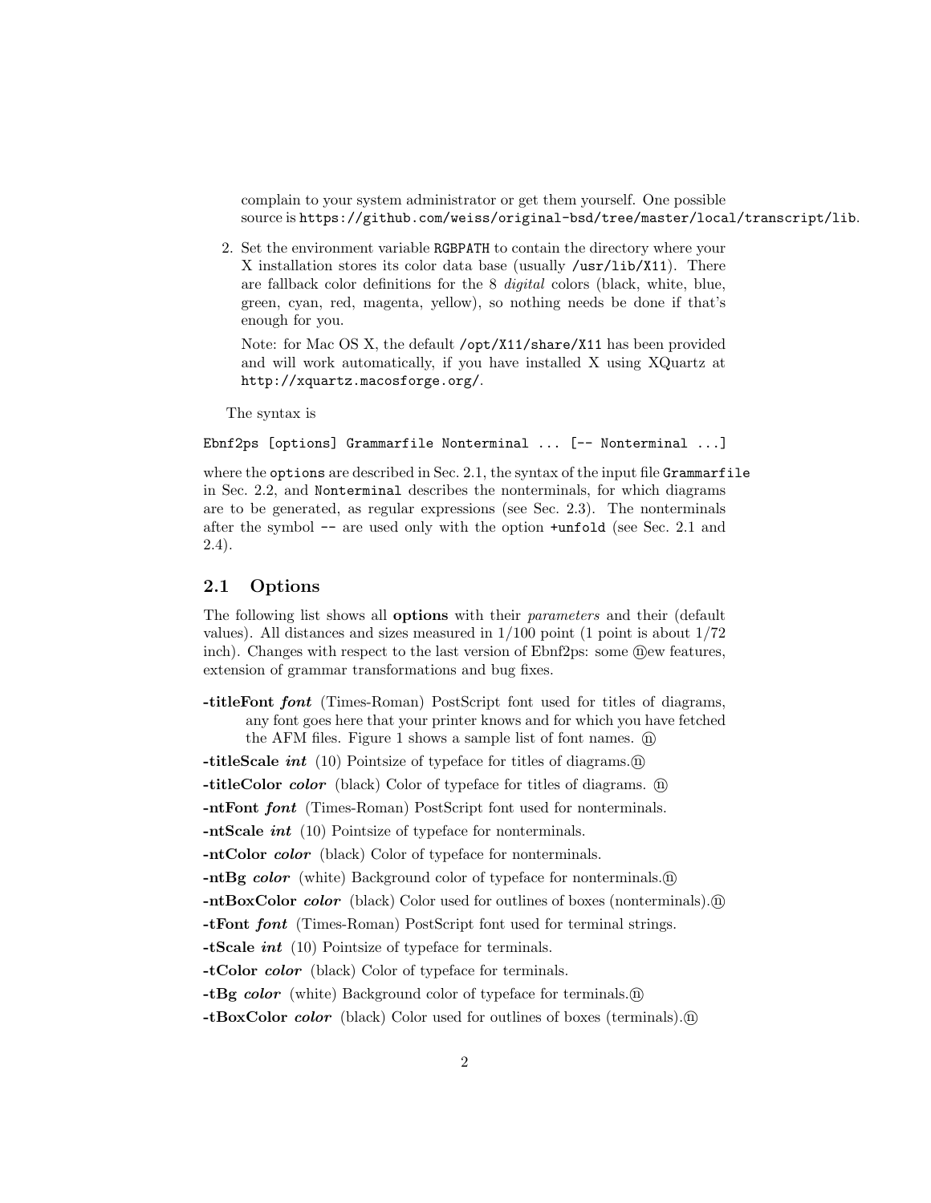complain to your system administrator or get them yourself. One possible source is `https://github.com/weiss/original-bsd/tree/master/local/transcript/lib`.

2. Set the environment variable `RGBPATH` to contain the directory where your X installation stores its color data base (usually `/usr/lib/X11`). There are fallback color definitions for the 8 *digital* colors (black, white, blue, green, cyan, red, magenta, yellow), so nothing needs be done if that's enough for you.

   Note: for Mac OS X, the default `/opt/X11/share/X11` has been provided and will work automatically, if you have installed X using XQuartz at `http://xquartz.macosforge.org/`.

The syntax is

```
Ebnf2ps [options] Grammarfile Nonterminal ... [-- Nonterminal ...]
```

where the `options` are described in Sec. 2.1, the syntax of the input file `Grammarfile` in Sec. 2.2, and `Nonterminal` describes the nonterminals, for which diagrams are to be generated, as regular expressions (see Sec. 2.3). The nonterminals after the symbol `--` are used only with the option `+unfold` (see Sec. 2.1 and 2.4).

## 2.1 Options

The following list shows all **options** with their *parameters* and their (default values). All distances and sizes measured in 1/100 point (1 point is about 1/72 inch). Changes with respect to the last version of Ebnf2ps: some ⓝew features, extension of grammar transformations and bug fixes.

**-titleFont** ***font*** (Times-Roman) PostScript font used for titles of diagrams, any font goes here that your printer knows and for which you have fetched the AFM files. Figure 1 shows a sample list of font names. ⓝ

**-titleScale** ***int*** (10) Pointsize of typeface for titles of diagrams.ⓝ

**-titleColor** ***color*** (black) Color of typeface for titles of diagrams. ⓝ

**-ntFont** ***font*** (Times-Roman) PostScript font used for nonterminals.

**-ntScale** ***int*** (10) Pointsize of typeface for nonterminals.

**-ntColor** ***color*** (black) Color of typeface for nonterminals.

**-ntBg** ***color*** (white) Background color of typeface for nonterminals.ⓝ

**-ntBoxColor** ***color*** (black) Color used for outlines of boxes (nonterminals).ⓝ

**-tFont** ***font*** (Times-Roman) PostScript font used for terminal strings.

**-tScale** ***int*** (10) Pointsize of typeface for terminals.

**-tColor** ***color*** (black) Color of typeface for terminals.

**-tBg** ***color*** (white) Background color of typeface for terminals.ⓝ

**-tBoxColor** ***color*** (black) Color used for outlines of boxes (terminals).ⓝ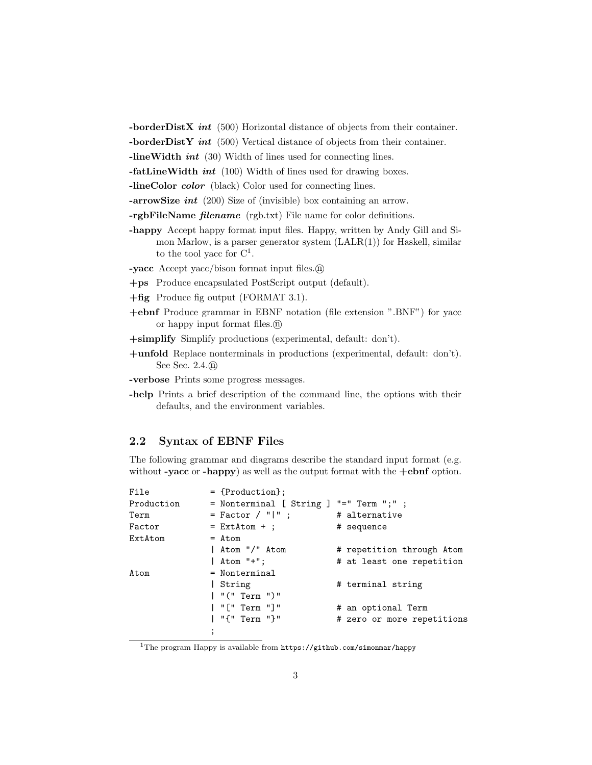**-borderDistX** ***int*** (500) Horizontal distance of objects from their container.

**-borderDistY** ***int*** (500) Vertical distance of objects from their container.

**-lineWidth** ***int*** (30) Width of lines used for connecting lines.

**-fatLineWidth** ***int*** (100) Width of lines used for drawing boxes.

**-lineColor** ***color*** (black) Color used for connecting lines.

**-arrowSize** ***int*** (200) Size of (invisible) box containing an arrow.

**-rgbFileName** ***filename*** (rgb.txt) File name for color definitions.

**-happy** Accept happy format input files. Happy, written by Andy Gill and Simon Marlow, is a parser generator system (LALR(1)) for Haskell, similar to the tool yacc for C[1].

**-yacc** Accept yacc/bison format input files.ⓝ

**+ps** Produce encapsulated PostScript output (default).

**+fig** Produce fig output (FORMAT 3.1).

**+ebnf** Produce grammar in EBNF notation (file extension ".BNF") for yacc or happy input format files.ⓝ

**+simplify** Simplify productions (experimental, default: don't).

**+unfold** Replace nonterminals in productions (experimental, default: don't). See Sec. 2.4.ⓝ

**-verbose** Prints some progress messages.

**-help** Prints a brief description of the command line, the options with their defaults, and the environment variables.

## 2.2 Syntax of EBNF Files

The following grammar and diagrams describe the standard input format (e.g. without **-yacc** or **-happy**) as well as the output format with the **+ebnf** option.

```
File           = {Production};
Production     = Nonterminal [ String ] "=" Term ";" ;
Term           = Factor / "|" ;        # alternative
Factor         = ExtAtom + ;           # sequence
ExtAtom        = Atom
               | Atom "/" Atom         # repetition through Atom
               | Atom "+";             # at least one repetition
Atom           = Nonterminal
               | String                # terminal string
               | "(" Term ")"
               | "[" Term "]"          # an optional Term
               | "{" Term "}"          # zero or more repetitions
               ;
```

[1] The program Happy is available from https://github.com/simonmar/happy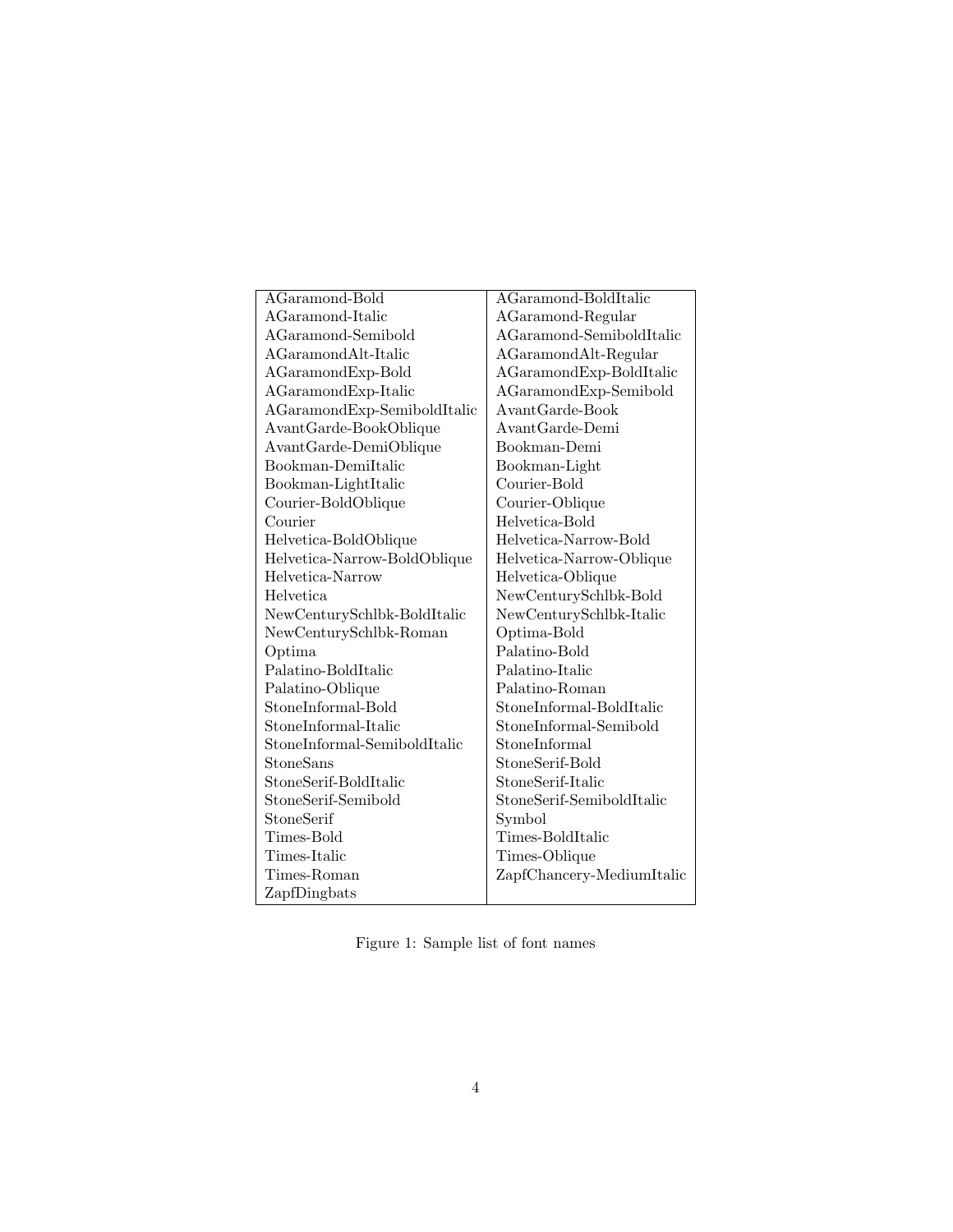| | |
|---|---|
| AGaramond-Bold | AGaramond-BoldItalic |
| AGaramond-Italic | AGaramond-Regular |
| AGaramond-Semibold | AGaramond-SemiboldItalic |
| AGaramondAlt-Italic | AGaramondAlt-Regular |
| AGaramondExp-Bold | AGaramondExp-BoldItalic |
| AGaramondExp-Italic | AGaramondExp-Semibold |
| AGaramondExp-SemiboldItalic | AvantGarde-Book |
| AvantGarde-BookOblique | AvantGarde-Demi |
| AvantGarde-DemiOblique | Bookman-Demi |
| Bookman-DemiItalic | Bookman-Light |
| Bookman-LightItalic | Courier-Bold |
| Courier-BoldOblique | Courier-Oblique |
| Courier | Helvetica-Bold |
| Helvetica-BoldOblique | Helvetica-Narrow-Bold |
| Helvetica-Narrow-BoldOblique | Helvetica-Narrow-Oblique |
| Helvetica-Narrow | Helvetica-Oblique |
| Helvetica | NewCenturySchlbk-Bold |
| NewCenturySchlbk-BoldItalic | NewCenturySchlbk-Italic |
| NewCenturySchlbk-Roman | Optima-Bold |
| Optima | Palatino-Bold |
| Palatino-BoldItalic | Palatino-Italic |
| Palatino-Oblique | Palatino-Roman |
| StoneInformal-Bold | StoneInformal-BoldItalic |
| StoneInformal-Italic | StoneInformal-Semibold |
| StoneInformal-SemiboldItalic | StoneInformal |
| StoneSans | StoneSerif-Bold |
| StoneSerif-BoldItalic | StoneSerif-Italic |
| StoneSerif-Semibold | StoneSerif-SemiboldItalic |
| StoneSerif | Symbol |
| Times-Bold | Times-BoldItalic |
| Times-Italic | Times-Oblique |
| Times-Roman | ZapfChancery-MediumItalic |
| ZapfDingbats | |

Figure 1: Sample list of font names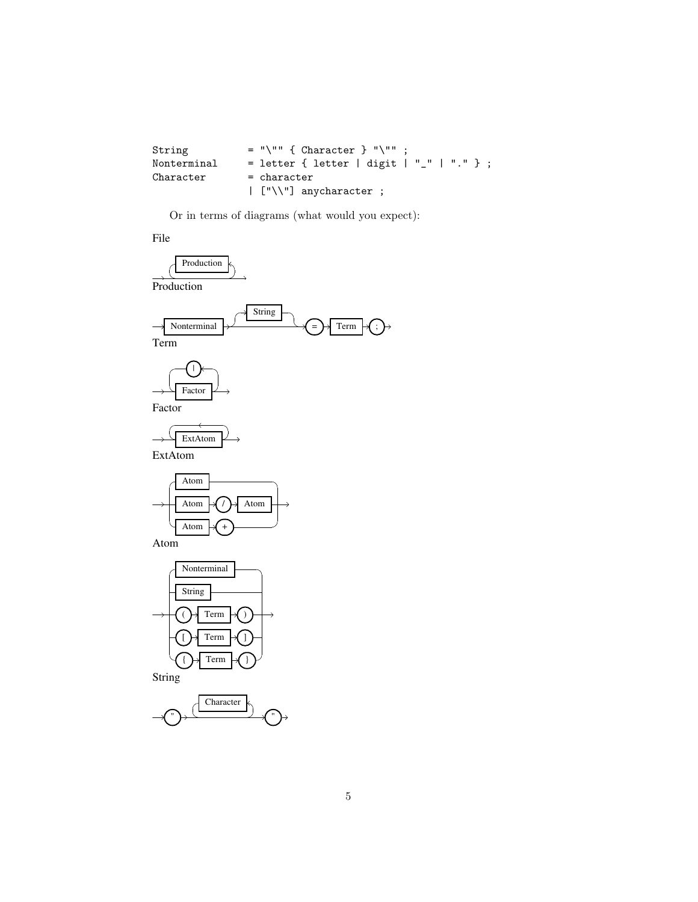```
String          = "\"" { Character } "\"" ;
Nonterminal     = letter { letter | digit | "_" | "." } ;
Character       = character
                | ["\\"] anycharacter ;
```

Or in terms of diagrams (what would you expect):

File

Production

Term

Factor

ExtAtom

Atom

String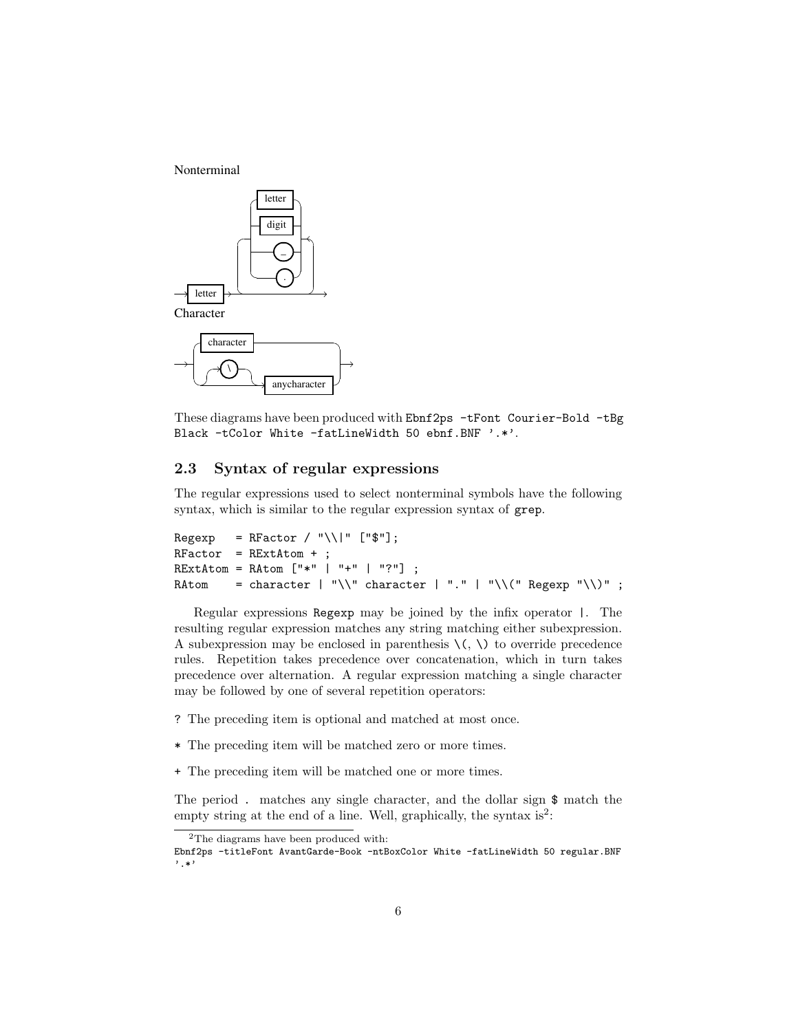Nonterminal

Character

These diagrams have been produced with `Ebnf2ps -tFont Courier-Bold -tBg Black -tColor White -fatLineWidth 50 ebnf.BNF '.*'`.

## 2.3 Syntax of regular expressions

The regular expressions used to select nonterminal symbols have the following syntax, which is similar to the regular expression syntax of `grep`.

```
Regexp   = RFactor / "\\|" ["$"];
RFactor  = RExtAtom + ;
RExtAtom = RAtom ["*" | "+" | "?"] ;
RAtom    = character | "\\" character | "." | "\\(" Regexp "\\)" ;
```

Regular expressions `Regexp` may be joined by the infix operator `|`. The resulting regular expression matches any string matching either subexpression. A subexpression may be enclosed in parenthesis `\(`, `\)` to override precedence rules. Repetition takes precedence over concatenation, which in turn takes precedence over alternation. A regular expression matching a single character may be followed by one of several repetition operators:

`?` The preceding item is optional and matched at most once.

`*` The preceding item will be matched zero or more times.

`+` The preceding item will be matched one or more times.

The period `.` matches any single character, and the dollar sign `$` match the empty string at the end of a line. Well, graphically, the syntax is[2]:

[2]The diagrams have been produced with:
`Ebnf2ps -titleFont AvantGarde-Book -ntBoxColor White -fatLineWidth 50 regular.BNF '.*'`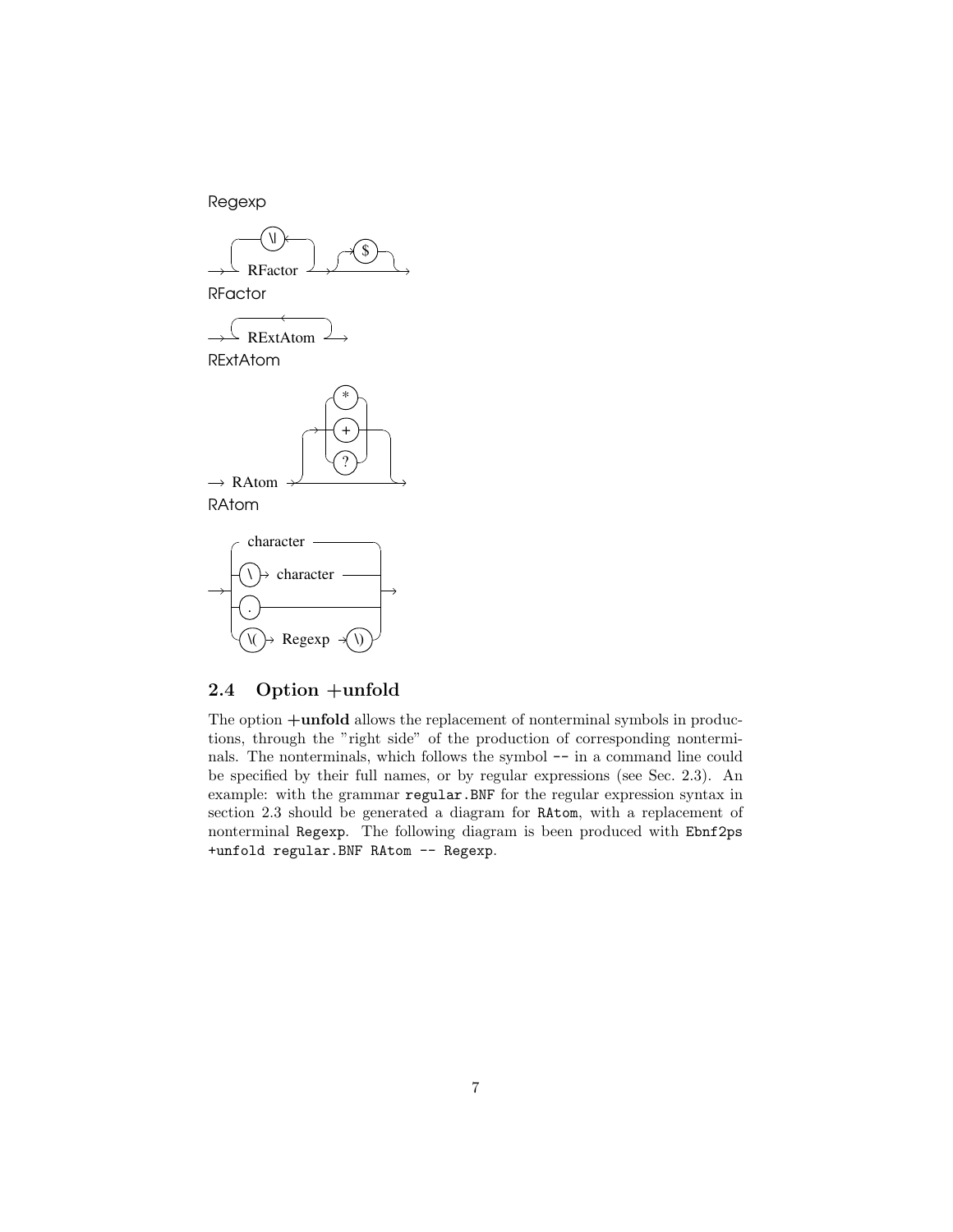Regexp

RFactor

RExtAtom

RAtom

## 2.4 Option +unfold

The option **+unfold** allows the replacement of nonterminal symbols in productions, through the "right side" of the production of corresponding nonterminals. The nonterminals, which follows the symbol `--` in a command line could be specified by their full names, or by regular expressions (see Sec. 2.3). An example: with the grammar `regular.BNF` for the regular expression syntax in section 2.3 should be generated a diagram for `RAtom`, with a replacement of nonterminal `Regexp`. The following diagram is been produced with `Ebnf2ps +unfold regular.BNF RAtom -- Regexp`.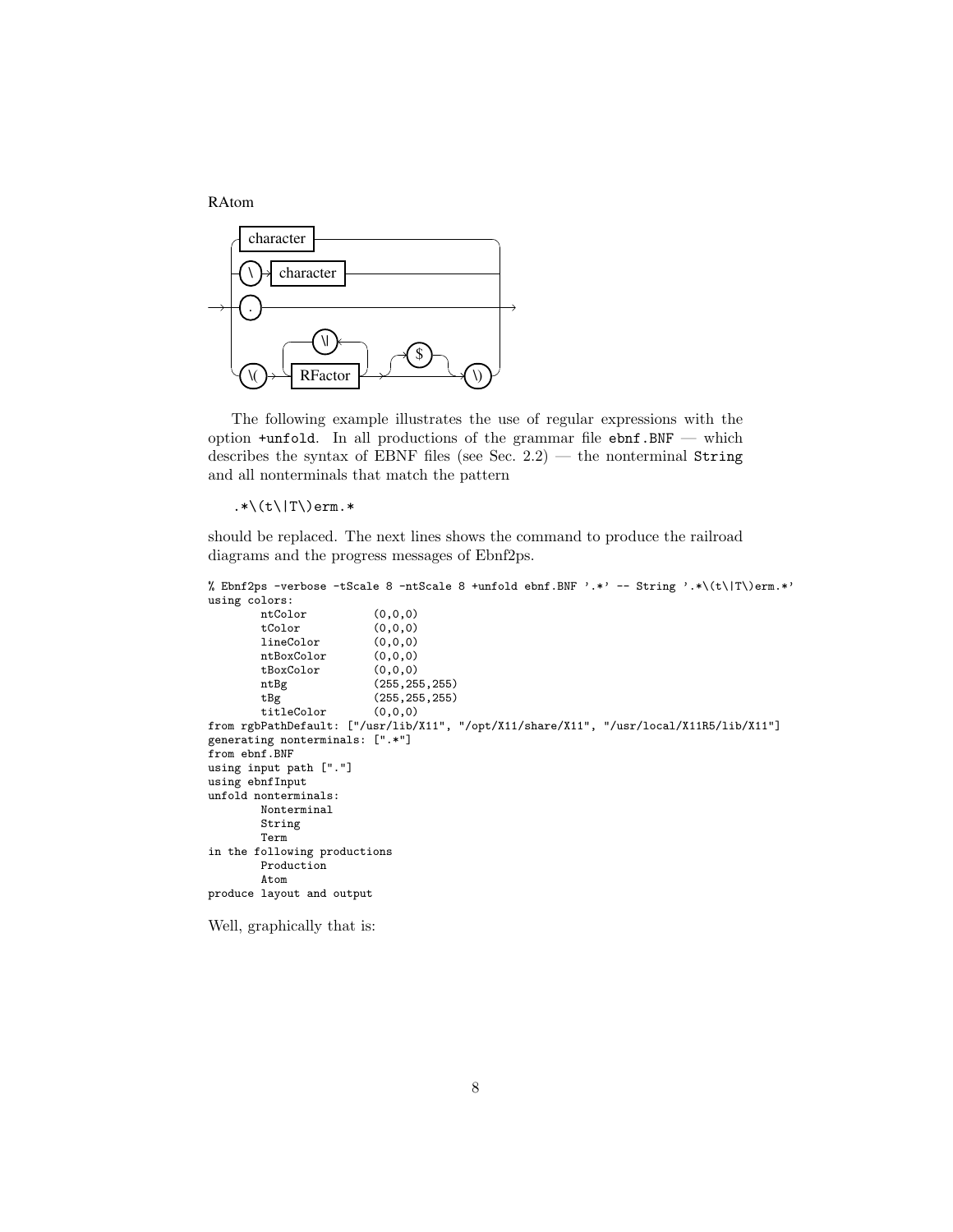RAtom

The following example illustrates the use of regular expressions with the option `+unfold`. In all productions of the grammar file `ebnf.BNF` — which describes the syntax of EBNF files (see Sec. 2.2) — the nonterminal `String` and all nonterminals that match the pattern

```
.*\(t\|T\)erm.*
```

should be replaced. The next lines shows the command to produce the railroad diagrams and the progress messages of Ebnf2ps.

```
% Ebnf2ps -verbose -tScale 8 -ntScale 8 +unfold ebnf.BNF '.*' -- String '.*\(t\|T\)erm.*'
using colors:
        ntColor          (0,0,0)
        tColor           (0,0,0)
        lineColor        (0,0,0)
        ntBoxColor       (0,0,0)
        tBoxColor        (0,0,0)
        ntBg             (255,255,255)
        tBg              (255,255,255)
        titleColor       (0,0,0)
from rgbPathDefault: ["/usr/lib/X11", "/opt/X11/share/X11", "/usr/local/X11R5/lib/X11"]
generating nonterminals: [".*"]
from ebnf.BNF
using input path ["."]
using ebnfInput
unfold nonterminals:
        Nonterminal
        String
        Term
in the following productions
        Production
        Atom
produce layout and output
```

Well, graphically that is: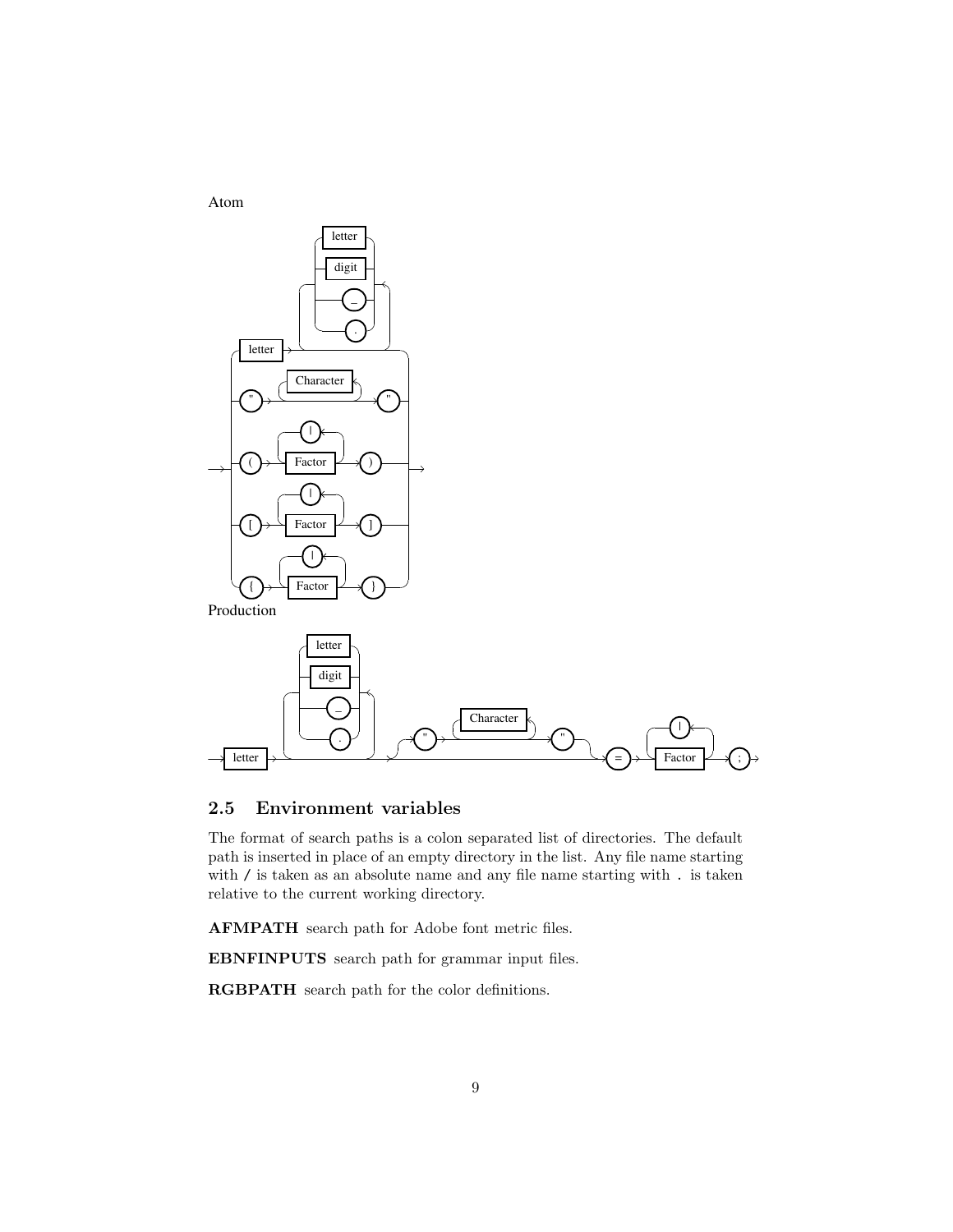Atom

letter

digit

_

.

letter

"

Character

"

|

(

Factor

)

|

[

Factor

]

|

{

Factor

}

Production

letter

digit

_

.

letter

"

Character

"

|

=

Factor

;

### 2.5 Environment variables

The format of search paths is a colon separated list of directories. The default path is inserted in place of an empty directory in the list. Any file name starting with / is taken as an absolute name and any file name starting with . is taken relative to the current working directory.

**AFMPATH** search path for Adobe font metric files.

**EBNFINPUTS** search path for grammar input files.

**RGBPATH** search path for the color definitions.